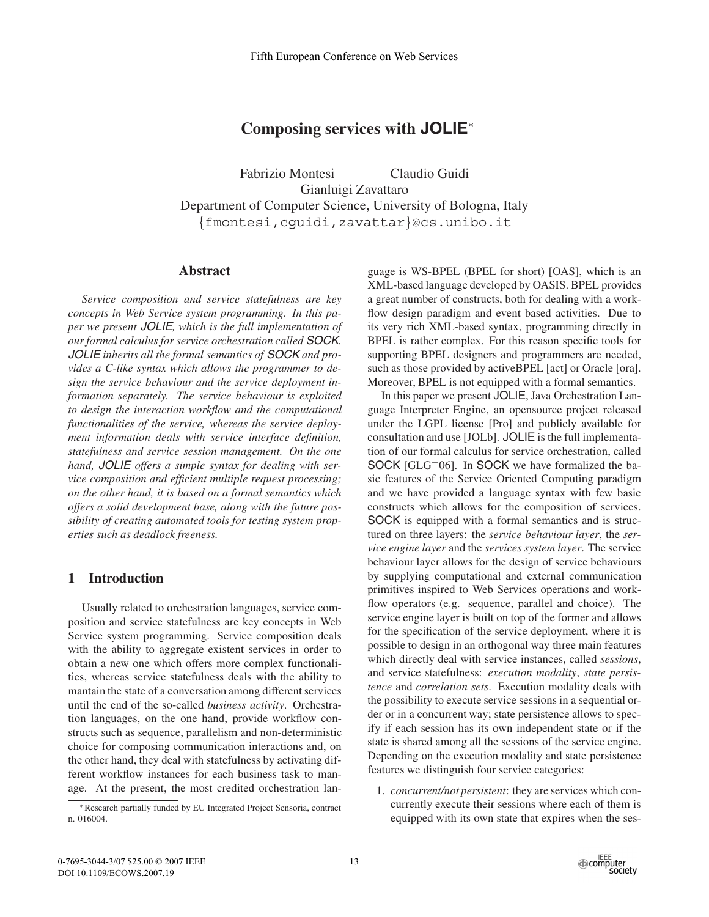# Composing services with JOLIE*

Fabrizio Montesi Claudio Guidi
Gianluigi Zavattaro
Department of Computer Science, University of Bologna, Italy
{fmontesi,cguidi,zavattar}@cs.unibo.it

## Abstract

*Service composition and service statefulness are key concepts in Web Service system programming. In this paper we present JOLIE, which is the full implementation of our formal calculus for service orchestration called SOCK. JOLIE inherits all the formal semantics of SOCK and provides a C-like syntax which allows the programmer to design the service behaviour and the service deployment information separately. The service behaviour is exploited to design the interaction workflow and the computational functionalities of the service, whereas the service deployment information deals with service interface definition, statefulness and service session management. On the one hand, JOLIE offers a simple syntax for dealing with service composition and efficient multiple request processing; on the other hand, it is based on a formal semantics which offers a solid development base, along with the future possibility of creating automated tools for testing system properties such as deadlock freeness.*

## 1 Introduction

Usually related to orchestration languages, service composition and service statefulness are key concepts in Web Service system programming. Service composition deals with the ability to aggregate existent services in order to obtain a new one which offers more complex functionalities, whereas service statefulness deals with the ability to mantain the state of a conversation among different services until the end of the so-called *business activity*. Orchestration languages, on the one hand, provide workflow constructs such as sequence, parallelism and non-deterministic choice for composing communication interactions and, on the other hand, they deal with statefulness by activating different workflow instances for each business task to manage. At the present, the most credited orchestration language is WS-BPEL (BPEL for short) [OAS], which is an XML-based language developed by OASIS. BPEL provides a great number of constructs, both for dealing with a workflow design paradigm and event based activities. Due to its very rich XML-based syntax, programming directly in BPEL is rather complex. For this reason specific tools for supporting BPEL designers and programmers are needed, such as those provided by activeBPEL [act] or Oracle [ora]. Moreover, BPEL is not equipped with a formal semantics.

In this paper we present JOLIE, Java Orchestration Language Interpreter Engine, an opensource project released under the LGPL license [Pro] and publicly available for consultation and use [JOLb]. JOLIE is the full implementation of our formal calculus for service orchestration, called SOCK [GLG+06]. In SOCK we have formalized the basic features of the Service Oriented Computing paradigm and we have provided a language syntax with few basic constructs which allows for the composition of services. SOCK is equipped with a formal semantics and is structured on three layers: the *service behaviour layer*, the *service engine layer* and the *services system layer*. The service behaviour layer allows for the design of service behaviours by supplying computational and external communication primitives inspired to Web Services operations and workflow operators (e.g. sequence, parallel and choice). The service engine layer is built on top of the former and allows for the specification of the service deployment, where it is possible to design in an orthogonal way three main features which directly deal with service instances, called *sessions*, and service statefulness: *execution modality*, *state persistence* and *correlation sets*. Execution modality deals with the possibility to execute service sessions in a sequential order or in a concurrent way; state persistence allows to specify if each session has its own independent state or if the state is shared among all the sessions of the service engine. Depending on the execution modality and state persistence features we distinguish four service categories:

1. *concurrent/not persistent*: they are services which concurrently execute their sessions where each of them is equipped with its own state that expires when the ses-

*Research partially funded by EU Integrated Project Sensoria, contract n. 016004.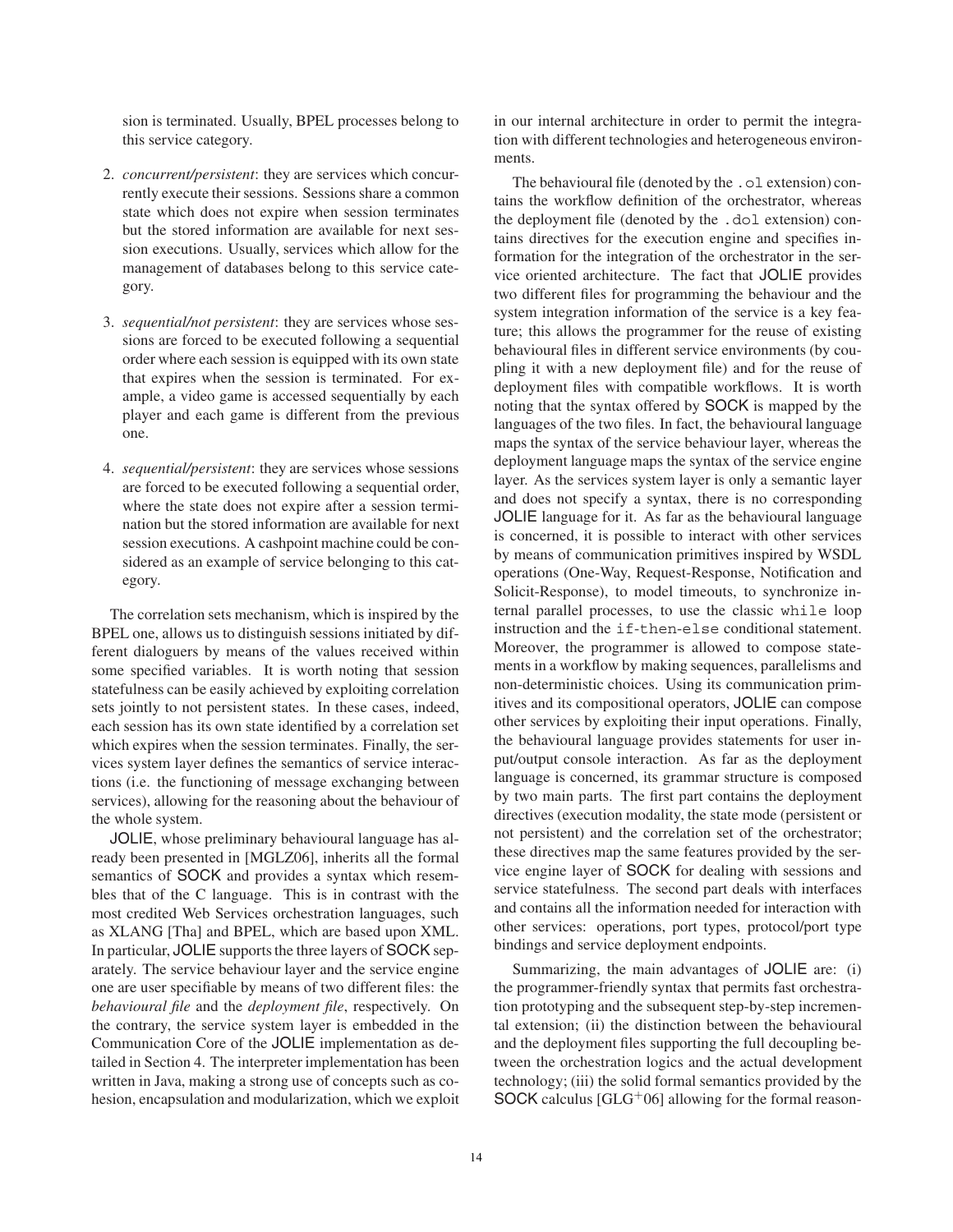sion is terminated. Usually, BPEL processes belong to this service category.

2. *concurrent/persistent*: they are services which concurrently execute their sessions. Sessions share a common state which does not expire when session terminates but the stored information are available for next session executions. Usually, services which allow for the management of databases belong to this service category.

3. *sequential/not persistent*: they are services whose sessions are forced to be executed following a sequential order where each session is equipped with its own state that expires when the session is terminated. For example, a video game is accessed sequentially by each player and each game is different from the previous one.

4. *sequential/persistent*: they are services whose sessions are forced to be executed following a sequential order, where the state does not expire after a session termination but the stored information are available for next session executions. A cashpoint machine could be considered as an example of service belonging to this category.

The correlation sets mechanism, which is inspired by the BPEL one, allows us to distinguish sessions initiated by different dialoguers by means of the values received within some specified variables. It is worth noting that session statefulness can be easily achieved by exploiting correlation sets jointly to not persistent states. In these cases, indeed, each session has its own state identified by a correlation set which expires when the session terminates. Finally, the services system layer defines the semantics of service interactions (i.e. the functioning of message exchanging between services), allowing for the reasoning about the behaviour of the whole system.

JOLIE, whose preliminary behavioural language has already been presented in [MGLZ06], inherits all the formal semantics of SOCK and provides a syntax which resembles that of the C language. This is in contrast with the most credited Web Services orchestration languages, such as XLANG [Tha] and BPEL, which are based upon XML. In particular, JOLIE supports the three layers of SOCK separately. The service behaviour layer and the service engine one are user specifiable by means of two different files: the *behavioural file* and the *deployment file*, respectively. On the contrary, the service system layer is embedded in the Communication Core of the JOLIE implementation as detailed in Section 4. The interpreter implementation has been written in Java, making a strong use of concepts such as cohesion, encapsulation and modularization, which we exploit in our internal architecture in order to permit the integration with different technologies and heterogeneous environments.

The behavioural file (denoted by the `.ol` extension) contains the workflow definition of the orchestrator, whereas the deployment file (denoted by the `.dol` extension) contains directives for the execution engine and specifies information for the integration of the orchestrator in the service oriented architecture. The fact that JOLIE provides two different files for programming the behaviour and the system integration information of the service is a key feature; this allows the programmer for the reuse of existing behavioural files in different service environments (by coupling it with a new deployment file) and for the reuse of deployment files with compatible workflows. It is worth noting that the syntax offered by SOCK is mapped by the languages of the two files. In fact, the behavioural language maps the syntax of the service behaviour layer, whereas the deployment language maps the syntax of the service engine layer. As the services system layer is only a semantic layer and does not specify a syntax, there is no corresponding JOLIE language for it. As far as the behavioural language is concerned, it is possible to interact with other services by means of communication primitives inspired by WSDL operations (One-Way, Request-Response, Notification and Solicit-Response), to model timeouts, to synchronize internal parallel processes, to use the classic `while` loop instruction and the `if-then-else` conditional statement. Moreover, the programmer is allowed to compose statements in a workflow by making sequences, parallelisms and non-deterministic choices. Using its communication primitives and its compositional operators, JOLIE can compose other services by exploiting their input operations. Finally, the behavioural language provides statements for user input/output console interaction. As far as the deployment language is concerned, its grammar structure is composed by two main parts. The first part contains the deployment directives (execution modality, the state mode (persistent or not persistent) and the correlation set of the orchestrator; these directives map the same features provided by the service engine layer of SOCK for dealing with sessions and service statefulness. The second part deals with interfaces and contains all the information needed for interaction with other services: operations, port types, protocol/port type bindings and service deployment endpoints.

Summarizing, the main advantages of JOLIE are: (i) the programmer-friendly syntax that permits fast orchestration prototyping and the subsequent step-by-step incremental extension; (ii) the distinction between the behavioural and the deployment files supporting the full decoupling between the orchestration logics and the actual development technology; (iii) the solid formal semantics provided by the SOCK calculus [GLG+06] allowing for the formal reason-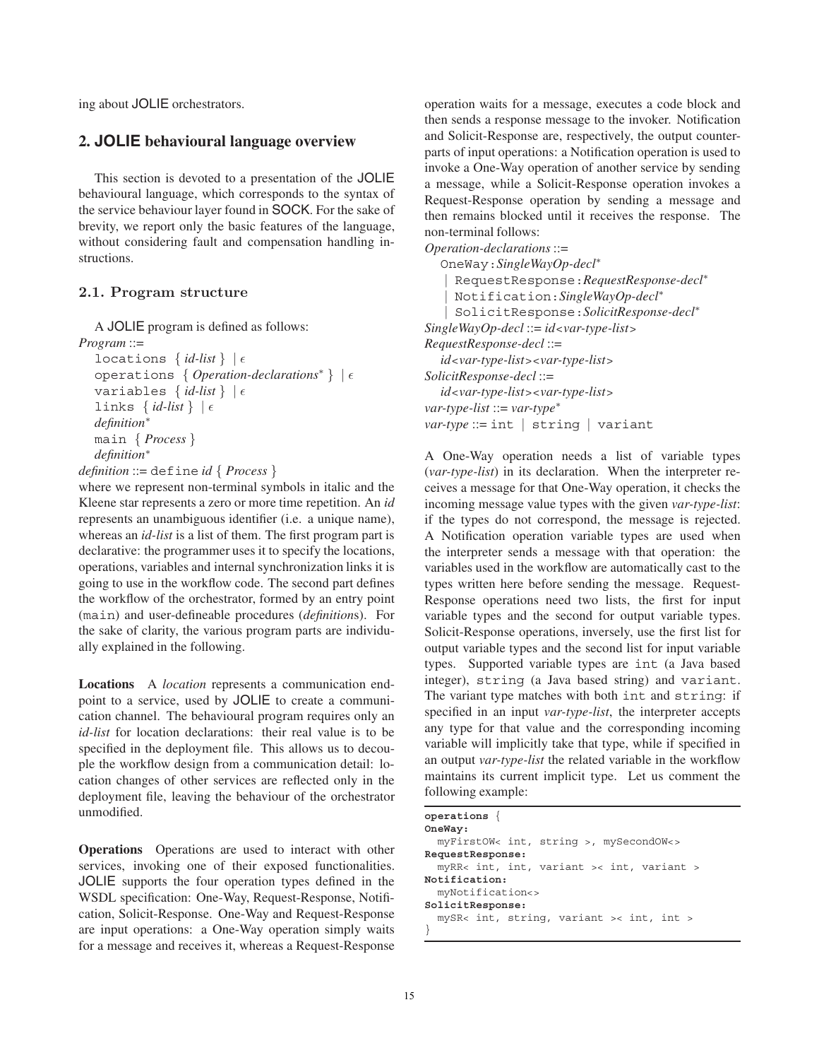ing about JOLIE orchestrators.

## 2. JOLIE behavioural language overview

This section is devoted to a presentation of the JOLIE behavioural language, which corresponds to the syntax of the service behaviour layer found in SOCK. For the sake of brevity, we report only the basic features of the language, without considering fault and compensation handling instructions.

### 2.1. Program structure

A JOLIE program is defined as follows:

*Program* ::=
  `locations` { *id-list* } | $\epsilon$
  `operations` { *Operation-declarations*$^*$ } | $\epsilon$
  `variables` { *id-list* } | $\epsilon$
  `links` { *id-list* } | $\epsilon$
  *definition*$^*$
  `main` { *Process* }
  *definition*$^*$

*definition* ::= `define` *id* { *Process* }

where we represent non-terminal symbols in italic and the Kleene star represents a zero or more time repetition. An *id* represents an unambiguous identifier (i.e. a unique name), whereas an *id-list* is a list of them. The first program part is declarative: the programmer uses it to specify the locations, operations, variables and internal synchronization links it is going to use in the workflow code. The second part defines the workflow of the orchestrator, formed by an entry point (`main`) and user-defineable procedures (*definition*s). For the sake of clarity, the various program parts are individually explained in the following.

**Locations** A *location* represents a communication endpoint to a service, used by JOLIE to create a communication channel. The behavioural program requires only an *id-list* for location declarations: their real value is to be specified in the deployment file. This allows us to decouple the workflow design from a communication detail: location changes of other services are reflected only in the deployment file, leaving the behaviour of the orchestrator unmodified.

**Operations** Operations are used to interact with other services, invoking one of their exposed functionalities. JOLIE supports the four operation types defined in the WSDL specification: One-Way, Request-Response, Notification, Solicit-Response. One-Way and Request-Response are input operations: a One-Way operation simply waits for a message and receives it, whereas a Request-Response operation waits for a message, executes a code block and then sends a response message to the invoker. Notification and Solicit-Response are, respectively, the output counterparts of input operations: a Notification operation is used to invoke a One-Way operation of another service by sending a message, while a Solicit-Response operation invokes a Request-Response operation by sending a message and then remains blocked until it receives the response. The non-terminal follows:

*Operation-declarations* ::=
  `OneWay:`*SingleWayOp-decl*$^*$
  | `RequestResponse:`*RequestResponse-decl*$^*$
  | `Notification:`*SingleWayOp-decl*$^*$
  | `SolicitResponse:`*SolicitResponse-decl*$^*$

*SingleWayOp-decl* ::= *id<var-type-list>*

*RequestResponse-decl* ::=
  *id<var-type-list><var-type-list>*

*SolicitResponse-decl* ::=
  *id<var-type-list><var-type-list>*

*var-type-list* ::= *var-type*$^*$

*var-type* ::= `int` | `string` | `variant`

A One-Way operation needs a list of variable types (*var-type-list*) in its declaration. When the interpreter receives a message for that One-Way operation, it checks the incoming message value types with the given *var-type-list*: if the types do not correspond, the message is rejected. A Notification operation variable types are used when the interpreter sends a message with that operation: the variables used in the workflow are automatically cast to the types written here before sending the message. Request-Response operations need two lists, the first for input variable types and the second for output variable types. Solicit-Response operations, inversely, use the first list for output variable types and the second list for input variable types. Supported variable types are `int` (a Java based integer), `string` (a Java based string) and `variant`. The variant type matches with both `int` and `string`: if specified in an input *var-type-list*, the interpreter accepts any type for that value and the corresponding incoming variable will implicitly take that type, while if specified in an output *var-type-list* the related variable in the workflow maintains its current implicit type. Let us comment the following example:

```
operations {
OneWay:
  myFirstOW< int, string >, mySecondOW<>
RequestResponse:
  myRR< int, int, variant >< int, variant >
Notification:
  myNotification<>
SolicitResponse:
  mySR< int, string, variant >< int, int >
}
```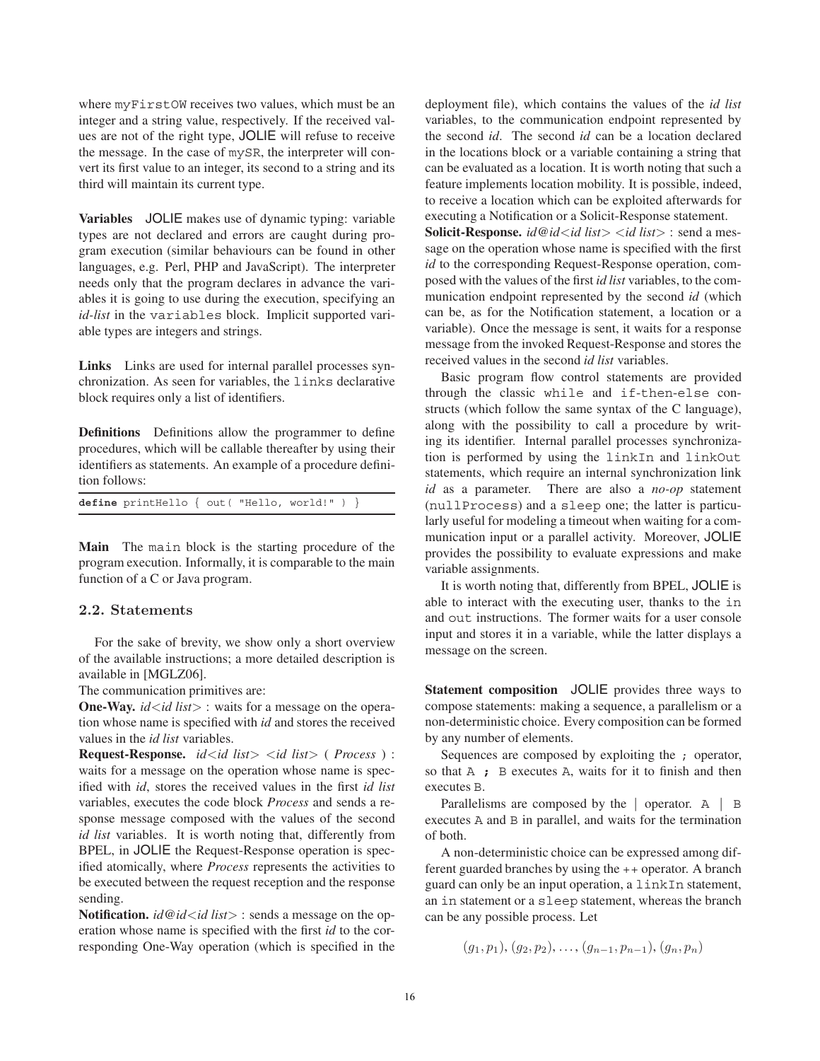where `myFirstOW` receives two values, which must be an integer and a string value, respectively. If the received values are not of the right type, JOLIE will refuse to receive the message. In the case of `mySR`, the interpreter will convert its first value to an integer, its second to a string and its third will maintain its current type.

**Variables** JOLIE makes use of dynamic typing: variable types are not declared and errors are caught during program execution (similar behaviours can be found in other languages, e.g. Perl, PHP and JavaScript). The interpreter needs only that the program declares in advance the variables it is going to use during the execution, specifying an *id-list* in the `variables` block. Implicit supported variable types are integers and strings.

**Links** Links are used for internal parallel processes synchronization. As seen for variables, the `links` declarative block requires only a list of identifiers.

**Definitions** Definitions allow the programmer to define procedures, which will be callable thereafter by using their identifiers as statements. An example of a procedure definition follows:

```
define printHello { out( "Hello, world!" ) }
```

**Main** The `main` block is the starting procedure of the program execution. Informally, it is comparable to the main function of a C or Java program.

### 2.2. Statements

For the sake of brevity, we show only a short overview of the available instructions; a more detailed description is available in [MGLZ06].

The communication primitives are:

**One-Way.** *id<id list>* : waits for a message on the operation whose name is specified with *id* and stores the received values in the *id list* variables.

**Request-Response.** *id<id list> <id list>* ( *Process* ) : waits for a message on the operation whose name is specified with *id*, stores the received values in the first *id list* variables, executes the code block *Process* and sends a response message composed with the values of the second *id list* variables. It is worth noting that, differently from BPEL, in JOLIE the Request-Response operation is specified atomically, where *Process* represents the activities to be executed between the request reception and the response sending.

**Notification.** *id@id<id list>* : sends a message on the operation whose name is specified with the first *id* to the corresponding One-Way operation (which is specified in the deployment file), which contains the values of the *id list* variables, to the communication endpoint represented by the second *id*. The second *id* can be a location declared in the locations block or a variable containing a string that can be evaluated as a location. It is worth noting that such a feature implements location mobility. It is possible, indeed, to receive a location which can be exploited afterwards for executing a Notification or a Solicit-Response statement.

**Solicit-Response.** *id@id<id list> <id list>* : send a message on the operation whose name is specified with the first *id* to the corresponding Request-Response operation, composed with the values of the first *id list* variables, to the communication endpoint represented by the second *id* (which can be, as for the Notification statement, a location or a variable). Once the message is sent, it waits for a response message from the invoked Request-Response and stores the received values in the second *id list* variables.

Basic program flow control statements are provided through the classic `while` and `if-then-else` constructs (which follow the same syntax of the C language), along with the possibility to call a procedure by writing its identifier. Internal parallel processes synchronization is performed by using the `linkIn` and `linkOut` statements, which require an internal synchronization link *id* as a parameter. There are also a *no-op* statement (`nullProcess`) and a `sleep` one; the latter is particularly useful for modeling a timeout when waiting for a communication input or a parallel activity. Moreover, JOLIE provides the possibility to evaluate expressions and make variable assignments.

It is worth noting that, differently from BPEL, JOLIE is able to interact with the executing user, thanks to the `in` and `out` instructions. The former waits for a user console input and stores it in a variable, while the latter displays a message on the screen.

**Statement composition** JOLIE provides three ways to compose statements: making a sequence, a parallelism or a non-deterministic choice. Every composition can be formed by any number of elements.

Sequences are composed by exploiting the `;` operator, so that `A ; B` executes `A`, waits for it to finish and then executes `B`.

Parallelisms are composed by the `|` operator. `A | B` executes `A` and `B` in parallel, and waits for the termination of both.

A non-deterministic choice can be expressed among different guarded branches by using the `++` operator. A branch guard can only be an input operation, a `linkIn` statement, an `in` statement or a `sleep` statement, whereas the branch can be any possible process. Let

$$(g_1, p_1), (g_2, p_2), \ldots, (g_{n-1}, p_{n-1}), (g_n, p_n)$$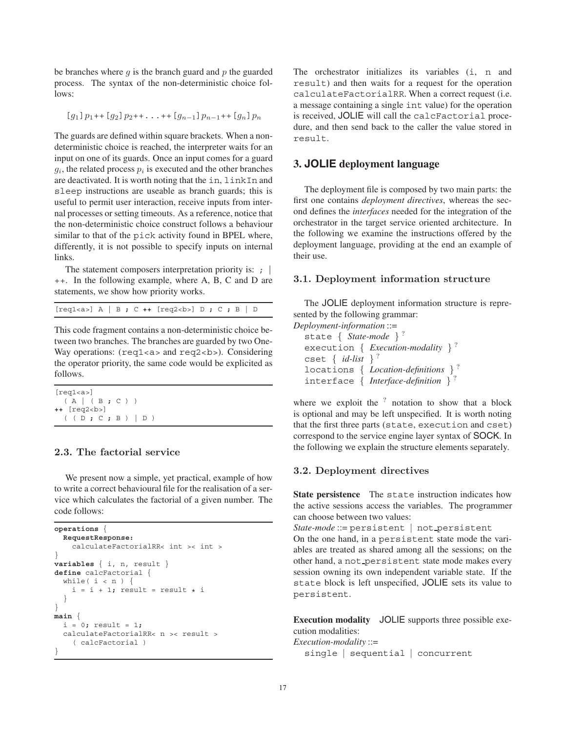be branches where $g$ is the branch guard and $p$ the guarded process. The syntax of the non-deterministic choice follows:

$$[g_1]\,p_1\texttt{++}\,[g_2]\,p_2\texttt{++}\,\texttt{...}\,\texttt{++}\,[g_{n-1}]\,p_{n-1}\texttt{++}\,[g_n]\,p_n$$

The guards are defined within square brackets. When a non-deterministic choice is reached, the interpreter waits for an input on one of its guards. Once an input comes for a guard $g_i$, the related process $p_i$ is executed and the other branches are deactivated. It is worth noting that the `in`, `linkIn` and `sleep` instructions are useable as branch guards; this is useful to permit user interaction, receive inputs from internal processes or setting timeouts. As a reference, notice that the non-deterministic choice construct follows a behaviour similar to that of the `pick` activity found in BPEL where, differently, it is not possible to specify inputs on internal links.

The statement composers interpretation priority is: `;` | `++`. In the following example, where A, B, C and D are statements, we show how priority works.

```
[req1<a>] A | B ; C ++ [req2<b>] D ; C ; B | D
```

This code fragment contains a non-deterministic choice between two branches. The branches are guarded by two One-Way operations: (`req1<a>` and `req2<b>`). Considering the operator priority, the same code would be explicited as follows.

```
[req1<a>]
  ( A | ( B ; C ) )
++ [req2<b>]
  ( ( D ; C ; B ) | D )
```

### 2.3. The factorial service

We present now a simple, yet practical, example of how to write a correct behavioural file for the realisation of a service which calculates the factorial of a given number. The code follows:

```
operations {
  RequestResponse:
    calculateFactorialRR< int >< int >
}
variables { i, n, result }
define calcFactorial {
  while( i < n ) {
    i = i + 1; result = result * i
  }
}
main {
  i = 0; result = 1;
  calculateFactorialRR< n >< result >
    ( calcFactorial )
}
```

The orchestrator initializes its variables (`i`, `n` and `result`) and then waits for a request for the operation `calculateFactorialRR`. When a correct request (i.e. a message containing a single `int` value) for the operation is received, JOLIE will call the `calcFactorial` procedure, and then send back to the caller the value stored in `result`.

## 3. JOLIE deployment language

The deployment file is composed by two main parts: the first one contains *deployment directives*, whereas the second defines the *interfaces* needed for the integration of the orchestrator in the target service oriented architecture. In the following we examine the instructions offered by the deployment language, providing at the end an example of their use.

### 3.1. Deployment information structure

The JOLIE deployment information structure is represented by the following grammar:

*Deployment-information* ::=
  `state` { *State-mode* } $^?$
  `execution` { *Execution-modality* } $^?$
  `cset` { *id-list* } $^?$
  `locations` { *Location-definitions* } $^?$
  `interface` { *Interface-definition* } $^?$

where we exploit the $^?$ notation to show that a block is optional and may be left unspecified. It is worth noting that the first three parts (`state`, `execution` and `cset`) correspond to the service engine layer syntax of SOCK. In the following we explain the structure elements separately.

### 3.2. Deployment directives

**State persistence** The `state` instruction indicates how the active sessions access the variables. The programmer can choose between two values:

*State-mode* ::= `persistent` | `not_persistent`

On the one hand, in a `persistent` state mode the variables are treated as shared among all the sessions; on the other hand, a `not_persistent` state mode makes every session owning its own independent variable state. If the `state` block is left unspecified, JOLIE sets its value to `persistent`.

**Execution modality** JOLIE supports three possible execution modalities:

*Execution-modality* ::=
  `single` | `sequential` | `concurrent`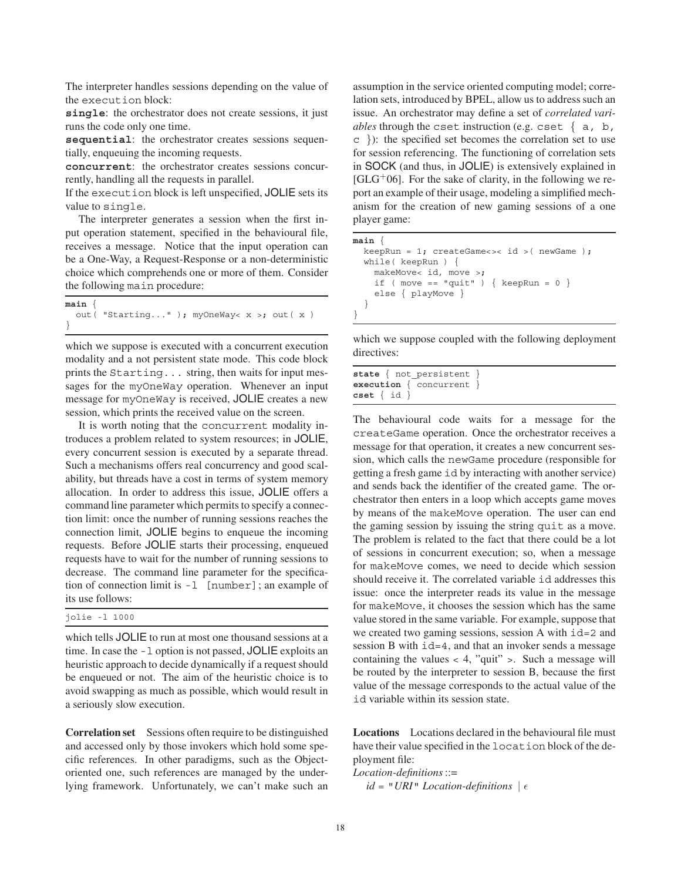The interpreter handles sessions depending on the value of the `execution` block:

**single**: the orchestrator does not create sessions, it just runs the code only one time.

**sequential**: the orchestrator creates sessions sequentially, enqueuing the incoming requests.

**concurrent**: the orchestrator creates sessions concurrently, handling all the requests in parallel.

If the `execution` block is left unspecified, JOLIE sets its value to `single`.

The interpreter generates a session when the first input operation statement, specified in the behavioural file, receives a message. Notice that the input operation can be a One-Way, a Request-Response or a non-deterministic choice which comprehends one or more of them. Consider the following `main` procedure:

```
main {
  out( "Starting..." ); myOneWay< x >; out( x )
}
```

which we suppose is executed with a concurrent execution modality and a not persistent state mode. This code block prints the `Starting...` string, then waits for input messages for the `myOneWay` operation. Whenever an input message for `myOneWay` is received, JOLIE creates a new session, which prints the received value on the screen.

It is worth noting that the `concurrent` modality introduces a problem related to system resources; in JOLIE, every concurrent session is executed by a separate thread. Such a mechanisms offers real concurrency and good scalability, but threads have a cost in terms of system memory allocation. In order to address this issue, JOLIE offers a command line parameter which permits to specify a connection limit: once the number of running sessions reaches the connection limit, JOLIE begins to enqueue the incoming requests. Before JOLIE starts their processing, enqueued requests have to wait for the number of running sessions to decrease. The command line parameter for the specification of connection limit is `-l [number]`; an example of its use follows:

```
jolie -l 1000
```

which tells JOLIE to run at most one thousand sessions at a time. In case the `-l` option is not passed, JOLIE exploits an heuristic approach to decide dynamically if a request should be enqueued or not. The aim of the heuristic choice is to avoid swapping as much as possible, which would result in a seriously slow execution.

**Correlation set** Sessions often require to be distinguished and accessed only by those invokers which hold some specific references. In other paradigms, such as the Object-oriented one, such references are managed by the underlying framework. Unfortunately, we can't make such an assumption in the service oriented computing model; correlation sets, introduced by BPEL, allow us to address such an issue. An orchestrator may define a set of *correlated variables* through the `cset` instruction (e.g. `cset { a, b, c }`): the specified set becomes the correlation set to use for session referencing. The functioning of correlation sets in SOCK (and thus, in JOLIE) is extensively explained in [GLG[+]06]. For the sake of clarity, in the following we report an example of their usage, modeling a simplified mechanism for the creation of new gaming sessions of a one player game:

```
main {
  keepRun = 1; createGame<>< id >( newGame );
  while( keepRun ) {
    makeMove< id, move >;
    if ( move == "quit" ) { keepRun = 0 }
    else { playMove }
  }
}
```

which we suppose coupled with the following deployment directives:

```
state { not_persistent }
execution { concurrent }
cset { id }
```

The behavioural code waits for a message for the `createGame` operation. Once the orchestrator receives a message for that operation, it creates a new concurrent session, which calls the `newGame` procedure (responsible for getting a fresh game `id` by interacting with another service) and sends back the identifier of the created game. The orchestrator then enters in a loop which accepts game moves by means of the `makeMove` operation. The user can end the gaming session by issuing the string `quit` as a move. The problem is related to the fact that there could be a lot of sessions in concurrent execution; so, when a message for `makeMove` comes, we need to decide which session should receive it. The correlated variable `id` addresses this issue: once the interpreter reads its value in the message for `makeMove`, it chooses the session which has the same value stored in the same variable. For example, suppose that we created two gaming sessions, session A with `id=2` and session B with `id=4`, and that an invoker sends a message containing the values < 4, "quit" >. Such a message will be routed by the interpreter to session B, because the first value of the message corresponds to the actual value of the `id` variable within its session state.

**Locations** Locations declared in the behavioural file must have their value specified in the `location` block of the deployment file:

*Location-definitions* ::=
  *id* = "*URI*" *Location-definitions* | $\epsilon$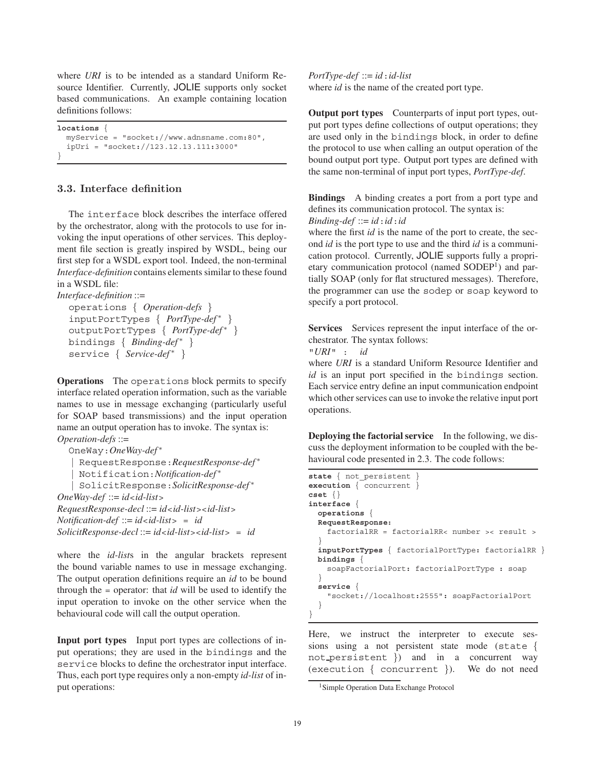where *URI* is to be intended as a standard Uniform Resource Identifier. Currently, JOLIE supports only socket based communications. An example containing location definitions follows:

```
locations {
  myService = "socket://www.adnsname.com:80",
  ipUri = "socket://123.12.13.111:3000"
}
```

### 3.3. Interface definition

The `interface` block describes the interface offered by the orchestrator, along with the protocols to use for invoking the input operations of other services. This deployment file section is greatly inspired by WSDL, being our first step for a WSDL export tool. Indeed, the non-terminal *Interface-definition* contains elements similar to these found in a WSDL file:

*Interface-definition* ::=
  `operations` { *Operation-defs* }
  `inputPortTypes` { *PortType-def*$^*$ }
  `outputPortTypes` { *PortType-def*$^*$ }
  `bindings` { *Binding-def*$^*$ }
  `service` { *Service-def*$^*$ }

**Operations** The `operations` block permits to specify interface related operation information, such as the variable names to use in message exchanging (particularly useful for SOAP based transmissions) and the input operation name an output operation has to invoke. The syntax is:

*Operation-defs* ::=
  `OneWay`:*OneWay-def*$^*$
  | `RequestResponse`:*RequestResponse-def*$^*$
  | `Notification`:*Notification-def*$^*$
  | `SolicitResponse`:*SolicitResponse-def*$^*$

*OneWay-def* ::= *id<id-list>*
*RequestResponse-decl* ::= *id<id-list><id-list>*
*Notification-def* ::= *id<id-list>* = *id*
*SolicitResponse-decl* ::= *id<id-list><id-list>* = *id*

where the *id-list*s in the angular brackets represent the bound variable names to use in message exchanging. The output operation definitions require an *id* to be bound through the = operator: that *id* will be used to identify the input operation to invoke on the other service when the behavioural code will call the output operation.

**Input port types** Input port types are collections of input operations; they are used in the `bindings` and the `service` blocks to define the orchestrator input interface. Thus, each port type requires only a non-empty *id-list* of input operations:

*PortType-def* ::= *id* : *id-list*
where *id* is the name of the created port type.

**Output port types** Counterparts of input port types, output port types define collections of output operations; they are used only in the `bindings` block, in order to define the protocol to use when calling an output operation of the bound output port type. Output port types are defined with the same non-terminal of input port types, *PortType-def*.

**Bindings** A binding creates a port from a port type and defines its communication protocol. The syntax is:
*Binding-def* ::= *id* : *id* : *id*
where the first *id* is the name of the port to create, the second *id* is the port type to use and the third *id* is a communication protocol. Currently, JOLIE supports fully a proprietary communication protocol (named SODEP[1]) and partially SOAP (only for flat structured messages). Therefore, the programmer can use the `sodep` or `soap` keyword to specify a port protocol.

**Services** Services represent the input interface of the orchestrator. The syntax follows:
"*URI*" : *id*
where *URI* is a standard Uniform Resource Identifier and *id* is an input port specified in the `bindings` section. Each service entry define an input communication endpoint which other services can use to invoke the relative input port operations.

**Deploying the factorial service** In the following, we discuss the deployment information to be coupled with the behavioural code presented in 2.3. The code follows:

```
state { not_persistent }
execution { concurrent }
cset {}
interface {
  operations {
  RequestResponse:
    factorialRR = factorialRR< number >< result >
  }
  inputPortTypes { factorialPortType: factorialRR }
  bindings {
    soapFactorialPort: factorialPortType : soap
  }
  service {
    "socket://localhost:2555": soapFactorialPort
  }
}
```

Here, we instruct the interpreter to execute sessions using a not persistent state mode (`state { not_persistent }`) and in a concurrent way (`execution { concurrent }`). We do not need

[1] Simple Operation Data Exchange Protocol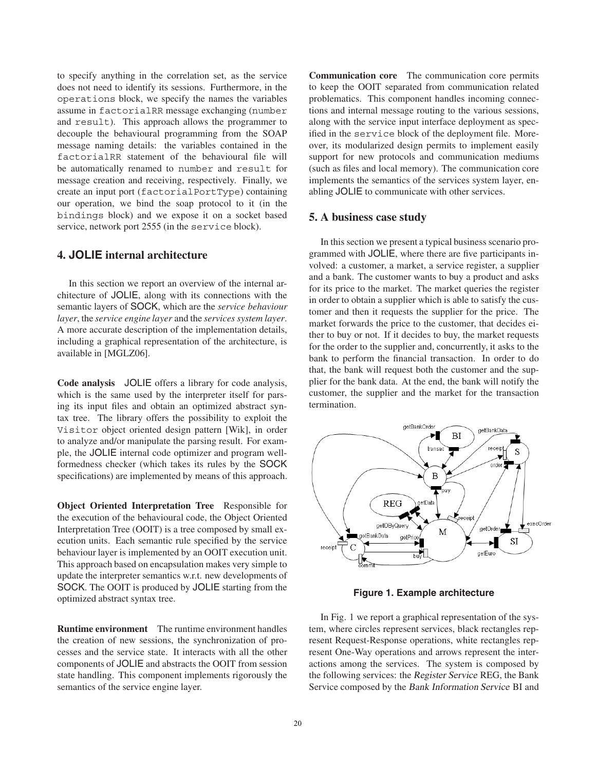to specify anything in the correlation set, as the service does not need to identify its sessions. Furthermore, in the `operations` block, we specify the names the variables assume in `factorialRR` message exchanging (`number` and `result`). This approach allows the programmer to decouple the behavioural programming from the SOAP message naming details: the variables contained in the `factorialRR` statement of the behavioural file will be automatically renamed to `number` and `result` for message creation and receiving, respectively. Finally, we create an input port (`factorialPortType`) containing our operation, we bind the soap protocol to it (in the `bindings` block) and we expose it on a socket based service, network port 2555 (in the `service` block).

## 4. JOLIE internal architecture

In this section we report an overview of the internal architecture of JOLIE, along with its connections with the semantic layers of SOCK, which are the *service behaviour layer*, the *service engine layer* and the *services system layer*. A more accurate description of the implementation details, including a graphical representation of the architecture, is available in [MGLZ06].

**Code analysis** JOLIE offers a library for code analysis, which is the same used by the interpreter itself for parsing its input files and obtain an optimized abstract syntax tree. The library offers the possibility to exploit the `Visitor` object oriented design pattern [Wik], in order to analyze and/or manipulate the parsing result. For example, the JOLIE internal code optimizer and program well-formedness checker (which takes its rules by the SOCK specifications) are implemented by means of this approach.

**Object Oriented Interpretation Tree** Responsible for the execution of the behavioural code, the Object Oriented Interpretation Tree (OOIT) is a tree composed by small execution units. Each semantic rule specified by the service behaviour layer is implemented by an OOIT execution unit. This approach based on encapsulation makes very simple to update the interpreter semantics w.r.t. new developments of SOCK. The OOIT is produced by JOLIE starting from the optimized abstract syntax tree.

**Runtime environment** The runtime environment handles the creation of new sessions, the synchronization of processes and the service state. It interacts with all the other components of JOLIE and abstracts the OOIT from session state handling. This component implements rigorously the semantics of the service engine layer.

**Communication core** The communication core permits to keep the OOIT separated from communication related problematics. This component handles incoming connections and internal message routing to the various sessions, along with the service input interface deployment as specified in the `service` block of the deployment file. Moreover, its modularized design permits to implement easily support for new protocols and communication mediums (such as files and local memory). The communication core implements the semantics of the services system layer, enabling JOLIE to communicate with other services.

## 5. A business case study

In this section we present a typical business scenario programmed with JOLIE, where there are five participants involved: a customer, a market, a service register, a supplier and a bank. The customer wants to buy a product and asks for its price to the market. The market queries the register in order to obtain a supplier which is able to satisfy the customer and then it requests the supplier for the price. The market forwards the price to the customer, that decides either to buy or not. If it decides to buy, the market requests for the order to the supplier and, concurrently, it asks to the bank to perform the financial transaction. In order to do that, the bank will request both the customer and the supplier for the bank data. At the end, the bank will notify the customer, the supplier and the market for the transaction termination.

getBankOrder
BI
getBankData
transac
receipt
S
order
B
pay
REG
getData
receipt
getIDByQuery
M
getOrder
execOrder
getBankData
getPrice
SI
receipt
C
buy
getEuro
commit

**Figure 1. Example architecture**

In Fig. 1 we report a graphical representation of the system, where circles represent services, black rectangles represent Request-Response operations, white rectangles represent One-Way operations and arrows represent the interactions among the services. The system is composed by the following services: the *Register Service* REG, the Bank Service composed by the *Bank Information Service* BI and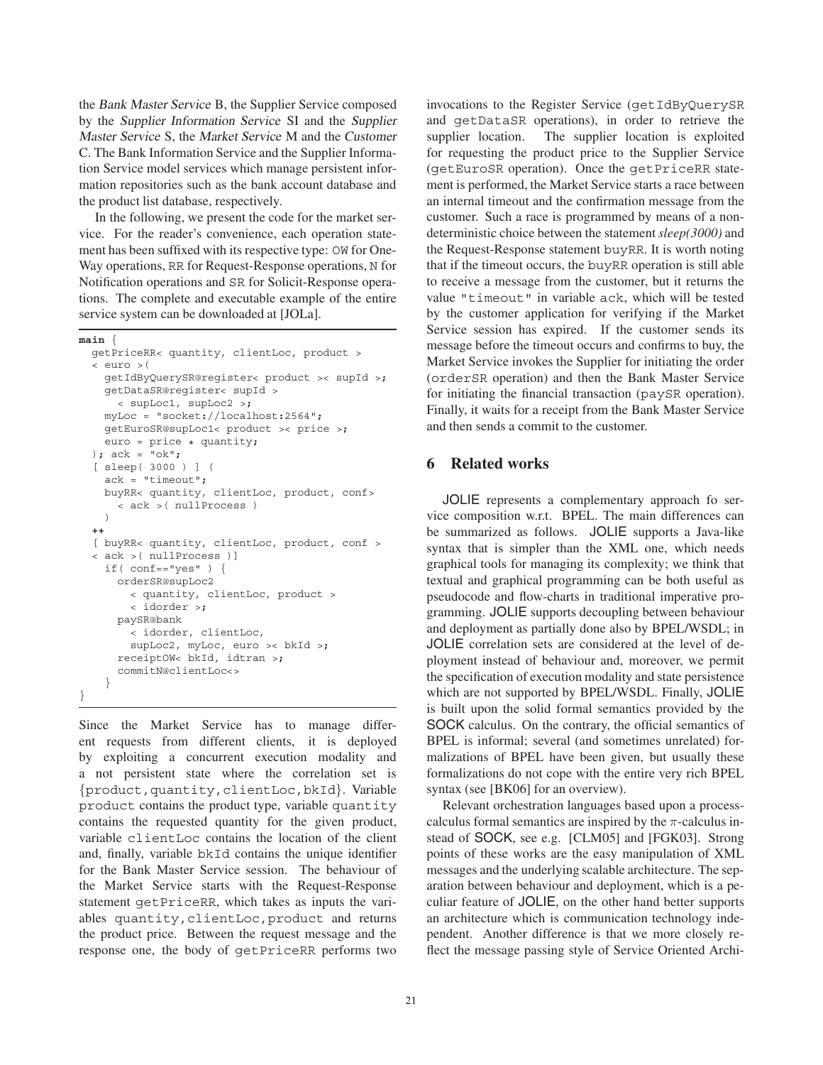the *Bank Master Service* B, the Supplier Service composed by the *Supplier Information Service* SI and the *Supplier Master Service* S, the *Market Service* M and the *Customer* C. The Bank Information Service and the Supplier Information Service model services which manage persistent information repositories such as the bank account database and the product list database, respectively.

In the following, we present the code for the market service. For the reader's convenience, each operation statement has been suffixed with its respective type: OW for One-Way operations, RR for Request-Response operations, N for Notification operations and SR for Solicit-Response operations. The complete and executable example of the entire service system can be downloaded at [JOLa].

```
main {
  getPriceRR< quantity, clientLoc, product >
  < euro >(
    getIdByQuerySR@register< product >< supId >;
    getDataSR@register< supId >
      < supLoc1, supLoc2 >;
    myLoc = "socket://localhost:2564";
    getEuroSR@supLoc1< product >< price >;
    euro = price * quantity;
  ); ack = "ok";
  [ sleep( 3000 ) ] (
    ack = "timeout";
    buyRR< quantity, clientLoc, product, conf>
      < ack >( nullProcess )
    )
  ++
  [ buyRR< quantity, clientLoc, product, conf >
  < ack >( nullProcess )]
    if( conf=="yes" ) {
      orderSR@supLoc2
        < quantity, clientLoc, product >
        < idorder >;
      paySR@bank
        < idorder, clientLoc,
        supLoc2, myLoc, euro >< bkId >;
      receiptOW< bkId, idtran >;
      commitN@clientLoc<>
    }
}
```

Since the Market Service has to manage different requests from different clients, it is deployed by exploiting a concurrent execution modality and a not persistent state where the correlation set is {product,quantity,clientLoc,bkId}. Variable product contains the product type, variable quantity contains the requested quantity for the given product, variable clientLoc contains the location of the client and, finally, variable bkId contains the unique identifier for the Bank Master Service session. The behaviour of the Market Service starts with the Request-Response statement getPriceRR, which takes as inputs the variables quantity,clientLoc,product and returns the product price. Between the request message and the response one, the body of getPriceRR performs two invocations to the Register Service (getIdByQuerySR and getDataSR operations), in order to retrieve the supplier location. The supplier location is exploited for requesting the product price to the Supplier Service (getEuroSR operation). Once the getPriceRR statement is performed, the Market Service starts a race between an internal timeout and the confirmation message from the customer. Such a race is programmed by means of a nondeterministic choice between the statement *sleep(3000)* and the Request-Response statement buyRR. It is worth noting that if the timeout occurs, the buyRR operation is still able to receive a message from the customer, but it returns the value "timeout" in variable ack, which will be tested by the customer application for verifying if the Market Service session has expired. If the customer sends its message before the timeout occurs and confirms to buy, the Market Service invokes the Supplier for initiating the order (orderSR operation) and then the Bank Master Service for initiating the financial transaction (paySR operation). Finally, it waits for a receipt from the Bank Master Service and then sends a commit to the customer.

## 6 Related works

JOLIE represents a complementary approach fo service composition w.r.t. BPEL. The main differences can be summarized as follows. JOLIE supports a Java-like syntax that is simpler than the XML one, which needs graphical tools for managing its complexity; we think that textual and graphical programming can be both useful as pseudocode and flow-charts in traditional imperative programming. JOLIE supports decoupling between behaviour and deployment as partially done also by BPEL/WSDL; in JOLIE correlation sets are considered at the level of deployment instead of behaviour and, moreover, we permit the specification of execution modality and state persistence which are not supported by BPEL/WSDL. Finally, JOLIE is built upon the solid formal semantics provided by the SOCK calculus. On the contrary, the official semantics of BPEL is informal; several (and sometimes unrelated) formalizations of BPEL have been given, but usually these formalizations do not cope with the entire very rich BPEL syntax (see [BK06] for an overview).

Relevant orchestration languages based upon a process-calculus formal semantics are inspired by the $\pi$-calculus instead of SOCK, see e.g. [CLM05] and [FGK03]. Strong points of these works are the easy manipulation of XML messages and the underlying scalable architecture. The separation between behaviour and deployment, which is a peculiar feature of JOLIE, on the other hand better supports an architecture which is communication technology independent. Another difference is that we more closely reflect the message passing style of Service Oriented Archi-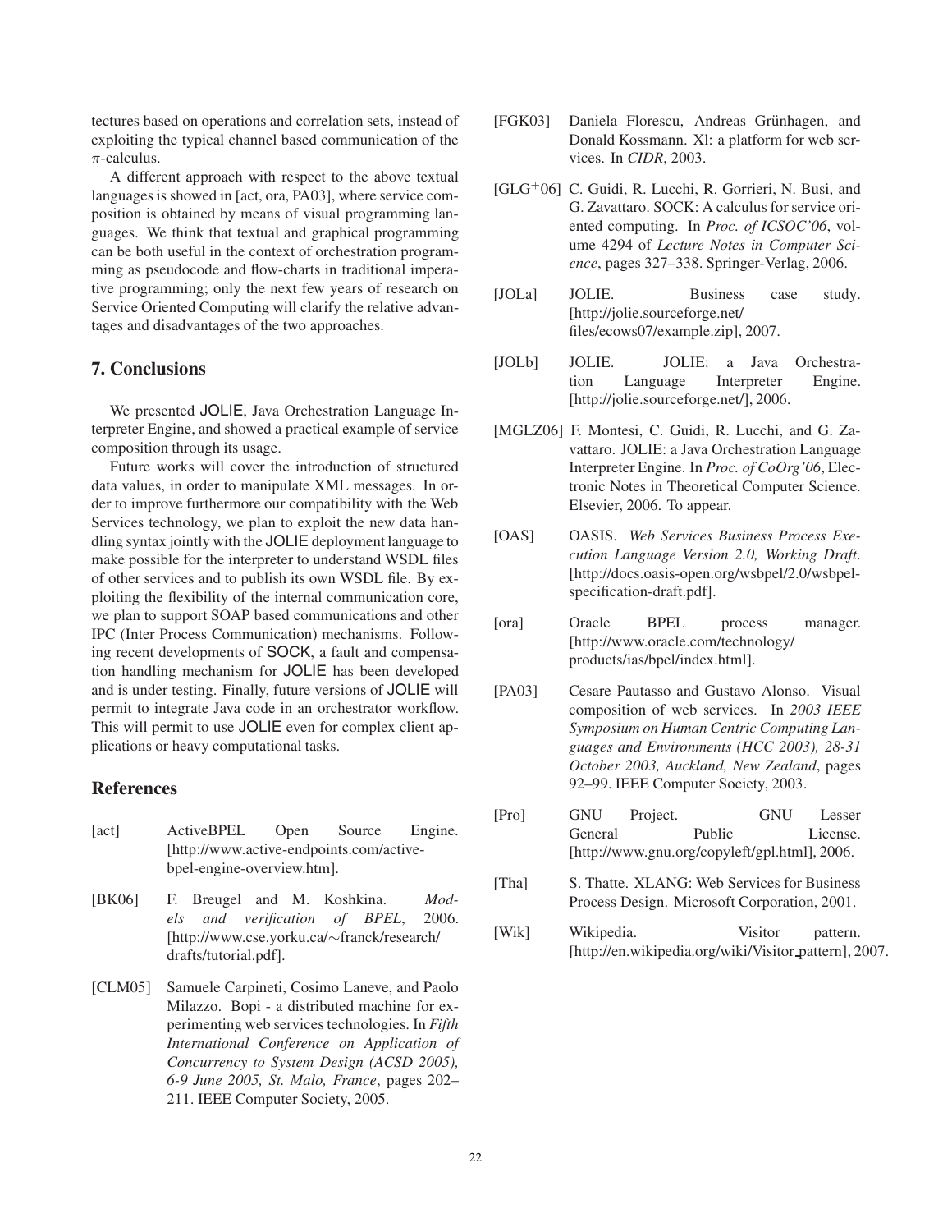tectures based on operations and correlation sets, instead of exploiting the typical channel based communication of the $\pi$-calculus.

A different approach with respect to the above textual languages is showed in [act, ora, PA03], where service composition is obtained by means of visual programming languages. We think that textual and graphical programming can be both useful in the context of orchestration programming as pseudocode and flow-charts in traditional imperative programming; only the next few years of research on Service Oriented Computing will clarify the relative advantages and disadvantages of the two approaches.

## 7. Conclusions

We presented JOLIE, Java Orchestration Language Interpreter Engine, and showed a practical example of service composition through its usage.

Future works will cover the introduction of structured data values, in order to manipulate XML messages. In order to improve furthermore our compatibility with the Web Services technology, we plan to exploit the new data handling syntax jointly with the JOLIE deployment language to make possible for the interpreter to understand WSDL files of other services and to publish its own WSDL file. By exploiting the flexibility of the internal communication core, we plan to support SOAP based communications and other IPC (Inter Process Communication) mechanisms. Following recent developments of SOCK, a fault and compensation handling mechanism for JOLIE has been developed and is under testing. Finally, future versions of JOLIE will permit to integrate Java code in an orchestrator workflow. This will permit to use JOLIE even for complex client applications or heavy computational tasks.

## References

[act] ActiveBPEL Open Source Engine. [http://www.active-endpoints.com/active-bpel-engine-overview.htm].

[BK06] F. Breugel and M. Koshkina. *Models and verification of BPEL*, 2006. [http://www.cse.yorku.ca/~franck/research/drafts/tutorial.pdf].

[CLM05] Samuele Carpineti, Cosimo Laneve, and Paolo Milazzo. Bopi - a distributed machine for experimenting web services technologies. In *Fifth International Conference on Application of Concurrency to System Design (ACSD 2005), 6-9 June 2005, St. Malo, France*, pages 202–211. IEEE Computer Society, 2005.

[FGK03] Daniela Florescu, Andreas Grünhagen, and Donald Kossmann. Xl: a platform for web services. In *CIDR*, 2003.

[GLG+06] C. Guidi, R. Lucchi, R. Gorrieri, N. Busi, and G. Zavattaro. SOCK: A calculus for service oriented computing. In *Proc. of ICSOC'06*, volume 4294 of *Lecture Notes in Computer Science*, pages 327–338. Springer-Verlag, 2006.

[JOLa] JOLIE. Business case study. [http://jolie.sourceforge.net/files/ecows07/example.zip], 2007.

[JOLb] JOLIE. JOLIE: a Java Orchestration Language Interpreter Engine. [http://jolie.sourceforge.net/], 2006.

[MGLZ06] F. Montesi, C. Guidi, R. Lucchi, and G. Zavattaro. JOLIE: a Java Orchestration Language Interpreter Engine. In *Proc. of CoOrg'06*, Electronic Notes in Theoretical Computer Science. Elsevier, 2006. To appear.

[OAS] OASIS. *Web Services Business Process Execution Language Version 2.0, Working Draft*. [http://docs.oasis-open.org/wsbpel/2.0/wsbpel-specification-draft.pdf].

[ora] Oracle BPEL process manager. [http://www.oracle.com/technology/products/ias/bpel/index.html].

[PA03] Cesare Pautasso and Gustavo Alonso. Visual composition of web services. In *2003 IEEE Symposium on Human Centric Computing Languages and Environments (HCC 2003), 28-31 October 2003, Auckland, New Zealand*, pages 92–99. IEEE Computer Society, 2003.

[Pro] GNU Project. GNU Lesser General Public License. [http://www.gnu.org/copyleft/gpl.html], 2006.

[Tha] S. Thatte. XLANG: Web Services for Business Process Design. Microsoft Corporation, 2001.

[Wik] Wikipedia. Visitor pattern. [http://en.wikipedia.org/wiki/Visitor_pattern], 2007.